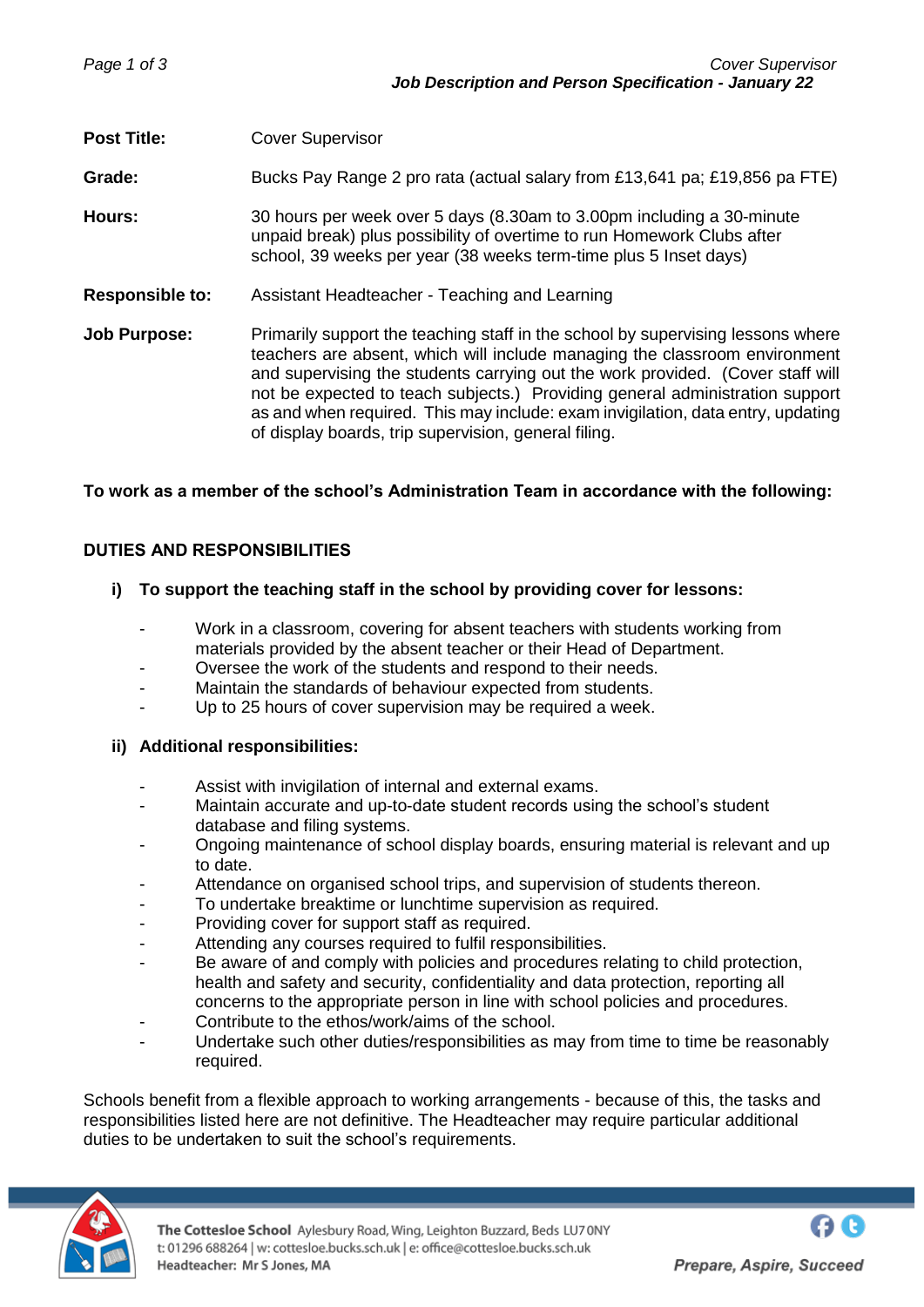**Post Title:** Cover Supervisor

**Grade:** Bucks Pay Range 2 pro rata (actual salary from £13,641 pa; £19,856 pa FTE)

**Hours:** 30 hours per week over 5 days (8.30am to 3.00pm including a 30-minute unpaid break) plus possibility of overtime to run Homework Clubs after school, 39 weeks per year (38 weeks term-time plus 5 Inset days)

**Responsible to:** Assistant Headteacher - Teaching and Learning

**Job Purpose:** Primarily support the teaching staff in the school by supervising lessons where teachers are absent, which will include managing the classroom environment and supervising the students carrying out the work provided. (Cover staff will not be expected to teach subjects.) Providing general administration support as and when required. This may include: exam invigilation, data entry, updating of display boards, trip supervision, general filing.

**To work as a member of the school's Administration Team in accordance with the following:**

## DUTIES AND RESPONSIBILITIES

### i) To support the teaching staff in the school by providing cover for lessons:

- Work in a classroom, covering for absent teachers with students working from materials provided by the absent teacher or their Head of Department.
- Oversee the work of the students and respond to their needs.
- Maintain the standards of behaviour expected from students.
- Up to 25 hours of cover supervision may be required a week.

### ii) Additional responsibilities:

- Assist with invigilation of internal and external exams.
- Maintain accurate and up-to-date student records using the school's student database and filing systems.
- Ongoing maintenance of school display boards, ensuring material is relevant and up to date.
- Attendance on organised school trips, and supervision of students thereon.
- To undertake breaktime or lunchtime supervision as required.
- Providing cover for support staff as required.
- Attending any courses required to fulfil responsibilities.
- Be aware of and comply with policies and procedures relating to child protection, health and safety and security, confidentiality and data protection, reporting all concerns to the appropriate person in line with school policies and procedures.
- Contribute to the ethos/work/aims of the school.
- Undertake such other duties/responsibilities as may from time to time be reasonably required.

Schools benefit from a flexible approach to working arrangements - because of this, the tasks and responsibilities listed here are not definitive. The Headteacher may require particular additional duties to be undertaken to suit the school's requirements.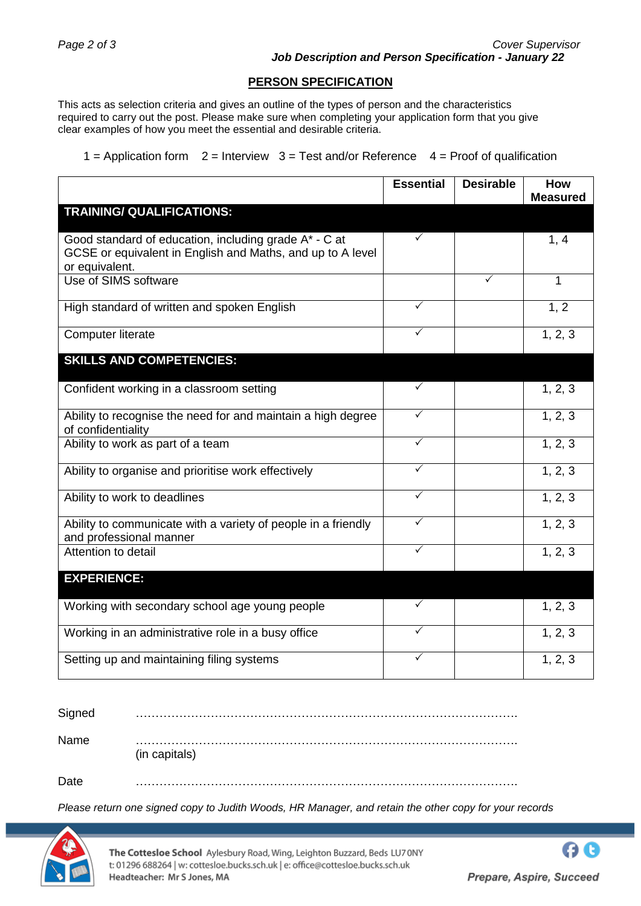## PERSON SPECIFICATION

This acts as selection criteria and gives an outline of the types of person and the characteristics required to carry out the post. Please make sure when completing your application form that you give clear examples of how you meet the essential and desirable criteria.

1 = Application form 2 = Interview 3 = Test and/or Reference 4 = Proof of qualification

| | Essential | Desirable | How Measured |
|---|---|---|---|
| **TRAINING/ QUALIFICATIONS:** | | | |
| Good standard of education, including grade A* - C at GCSE or equivalent in English and Maths, and up to A level or equivalent. | ✓ | | 1, 4 |
| Use of SIMS software | | ✓ | 1 |
| High standard of written and spoken English | ✓ | | 1, 2 |
| Computer literate | ✓ | | 1, 2, 3 |
| **SKILLS AND COMPETENCIES:** | | | |
| Confident working in a classroom setting | ✓ | | 1, 2, 3 |
| Ability to recognise the need for and maintain a high degree of confidentiality | ✓ | | 1, 2, 3 |
| Ability to work as part of a team | ✓ | | 1, 2, 3 |
| Ability to organise and prioritise work effectively | ✓ | | 1, 2, 3 |
| Ability to work to deadlines | ✓ | | 1, 2, 3 |
| Ability to communicate with a variety of people in a friendly and professional manner | ✓ | | 1, 2, 3 |
| Attention to detail | ✓ | | 1, 2, 3 |
| **EXPERIENCE:** | | | |
| Working with secondary school age young people | ✓ | | 1, 2, 3 |
| Working in an administrative role in a busy office | ✓ | | 1, 2, 3 |
| Setting up and maintaining filing systems | ✓ | | 1, 2, 3 |

Signed ……………………………………………………………………………………….

Name ……………………………………………………………………………………….
(in capitals)

Date ……………………………………………………………………………………….

*Please return one signed copy to Judith Woods, HR Manager, and retain the other copy for your records*

**The Cottesloe School** Aylesbury Road, Wing, Leighton Buzzard, Beds LU7 0NY
t: 01296 688264 | w: cottesloe.bucks.sch.uk | e: office@cottesloe.bucks.sch.uk
**Headteacher:** Mr S Jones, MA

***Prepare, Aspire, Succeed***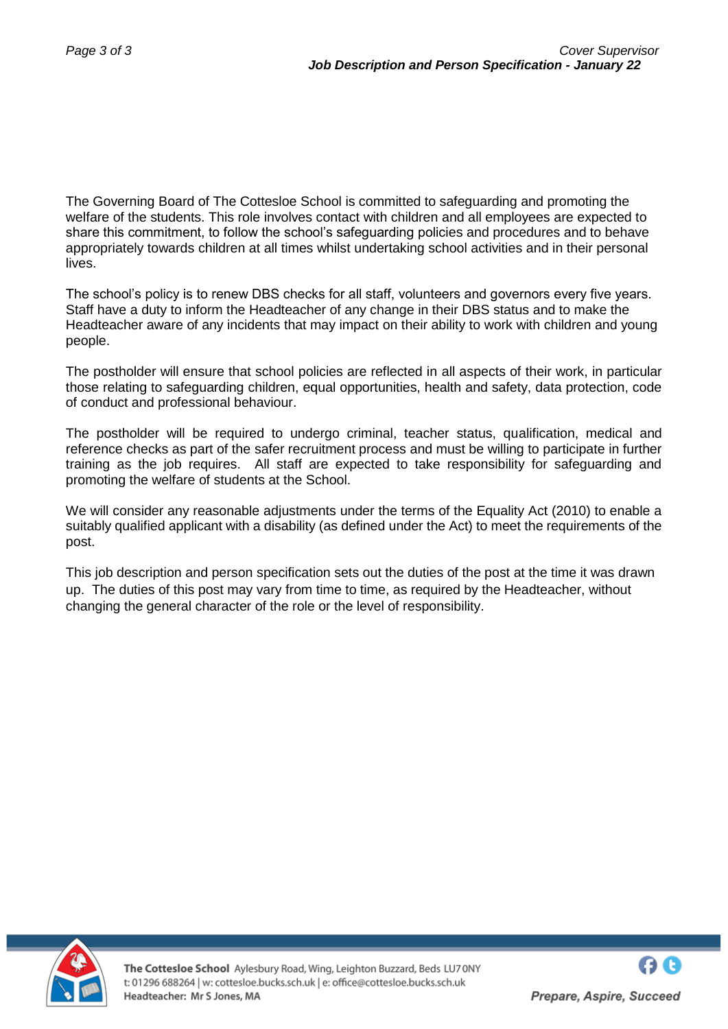The Governing Board of The Cottesloe School is committed to safeguarding and promoting the welfare of the students. This role involves contact with children and all employees are expected to share this commitment, to follow the school's safeguarding policies and procedures and to behave appropriately towards children at all times whilst undertaking school activities and in their personal lives.

The school's policy is to renew DBS checks for all staff, volunteers and governors every five years. Staff have a duty to inform the Headteacher of any change in their DBS status and to make the Headteacher aware of any incidents that may impact on their ability to work with children and young people.

The postholder will ensure that school policies are reflected in all aspects of their work, in particular those relating to safeguarding children, equal opportunities, health and safety, data protection, code of conduct and professional behaviour.

The postholder will be required to undergo criminal, teacher status, qualification, medical and reference checks as part of the safer recruitment process and must be willing to participate in further training as the job requires. All staff are expected to take responsibility for safeguarding and promoting the welfare of students at the School.

We will consider any reasonable adjustments under the terms of the Equality Act (2010) to enable a suitably qualified applicant with a disability (as defined under the Act) to meet the requirements of the post.

This job description and person specification sets out the duties of the post at the time it was drawn up. The duties of this post may vary from time to time, as required by the Headteacher, without changing the general character of the role or the level of responsibility.